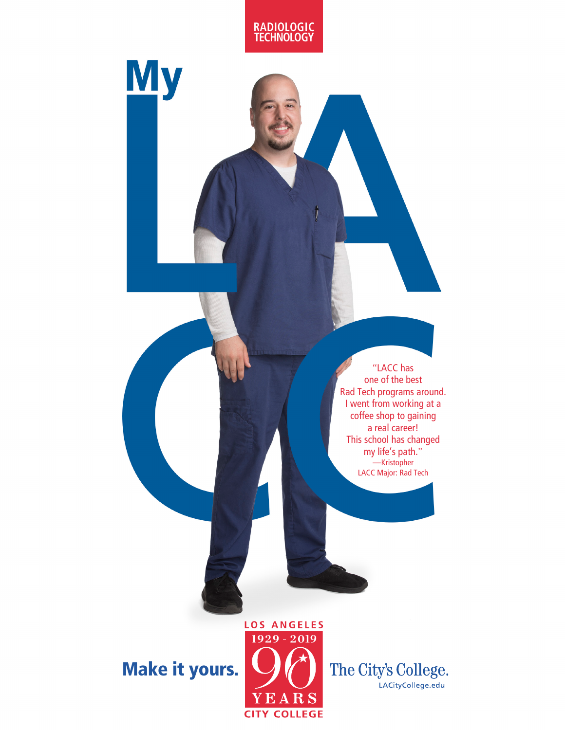RADIOLOGIC TECHNOLOGY

# My LACC

"LACC has one of the best Rad Tech programs around. I went from working at a coffee shop to gaining a real career! This school has changed my life's path."
—Kristopher
LACC Major: Rad Tech

**Make it yours.**

LOS ANGELES
1929 - 2019
90
YEARS
CITY COLLEGE

The City's College.
LACityCollege.edu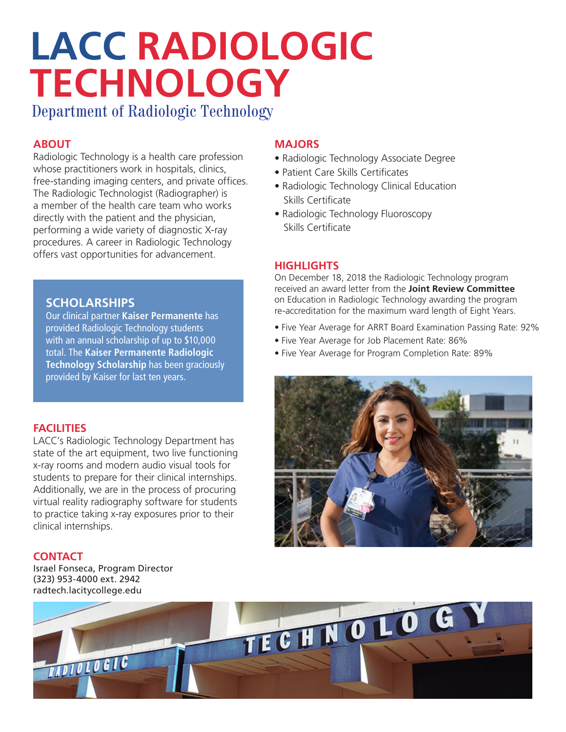# LACC RADIOLOGIC TECHNOLOGY

Department of Radiologic Technology

## ABOUT

Radiologic Technology is a health care profession whose practitioners work in hospitals, clinics, free-standing imaging centers, and private offices. The Radiologic Technologist (Radiographer) is a member of the health care team who works directly with the patient and the physician, performing a wide variety of diagnostic X-ray procedures. A career in Radiologic Technology offers vast opportunities for advancement.

## SCHOLARSHIPS

Our clinical partner **Kaiser Permanente** has provided Radiologic Technology students with an annual scholarship of up to $10,000 total. The **Kaiser Permanente Radiologic Technology Scholarship** has been graciously provided by Kaiser for last ten years.

## FACILITIES

LACC's Radiologic Technology Department has state of the art equipment, two live functioning x-ray rooms and modern audio visual tools for students to prepare for their clinical internships. Additionally, we are in the process of procuring virtual reality radiography software for students to practice taking x-ray exposures prior to their clinical internships.

## CONTACT

Israel Fonseca, Program Director
(323) 953-4000 ext. 2942
radtech.lacitycollege.edu

## MAJORS

- Radiologic Technology Associate Degree
- Patient Care Skills Certificates
- Radiologic Technology Clinical Education Skills Certificate
- Radiologic Technology Fluoroscopy Skills Certificate

## HIGHLIGHTS

On December 18, 2018 the Radiologic Technology program received an award letter from the **Joint Review Committee** on Education in Radiologic Technology awarding the program re-accreditation for the maximum ward length of Eight Years.

- Five Year Average for ARRT Board Examination Passing Rate: 92%
- Five Year Average for Job Placement Rate: 86%
- Five Year Average for Program Completion Rate: 89%